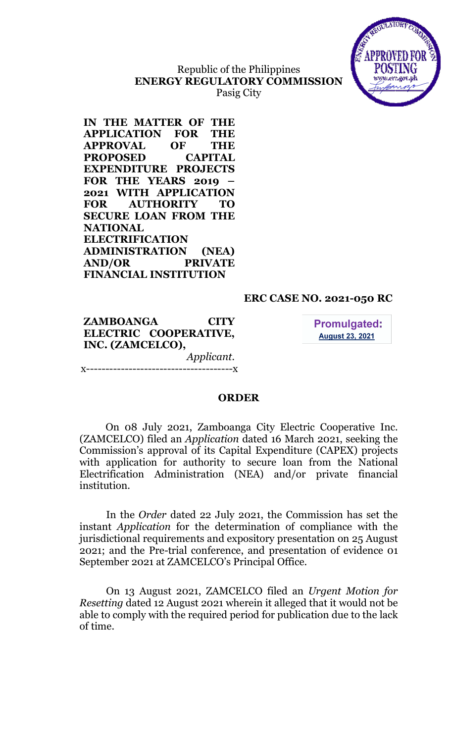Republic of the Philippines
**ENERGY REGULATORY COMMISSION**
Pasig City

**IN THE MATTER OF THE APPLICATION FOR THE APPROVAL OF THE PROPOSED CAPITAL EXPENDITURE PROJECTS FOR THE YEARS 2019 – 2021 WITH APPLICATION FOR AUTHORITY TO SECURE LOAN FROM THE NATIONAL ELECTRIFICATION ADMINISTRATION (NEA) AND/OR PRIVATE FINANCIAL INSTITUTION**

**ERC CASE NO. 2021-050 RC**

**ZAMBOANGA CITY ELECTRIC COOPERATIVE, INC. (ZAMCELCO),**
*Applicant.*
x--------------------------------------x

**Promulgated:**
**August 23, 2021**

## ORDER

On 08 July 2021, Zamboanga City Electric Cooperative Inc. (ZAMCELCO) filed an *Application* dated 16 March 2021, seeking the Commission's approval of its Capital Expenditure (CAPEX) projects with application for authority to secure loan from the National Electrification Administration (NEA) and/or private financial institution.

In the *Order* dated 22 July 2021, the Commission has set the instant *Application* for the determination of compliance with the jurisdictional requirements and expository presentation on 25 August 2021; and the Pre-trial conference, and presentation of evidence 01 September 2021 at ZAMCELCO's Principal Office.

On 13 August 2021, ZAMCELCO filed an *Urgent Motion for Resetting* dated 12 August 2021 wherein it alleged that it would not be able to comply with the required period for publication due to the lack of time.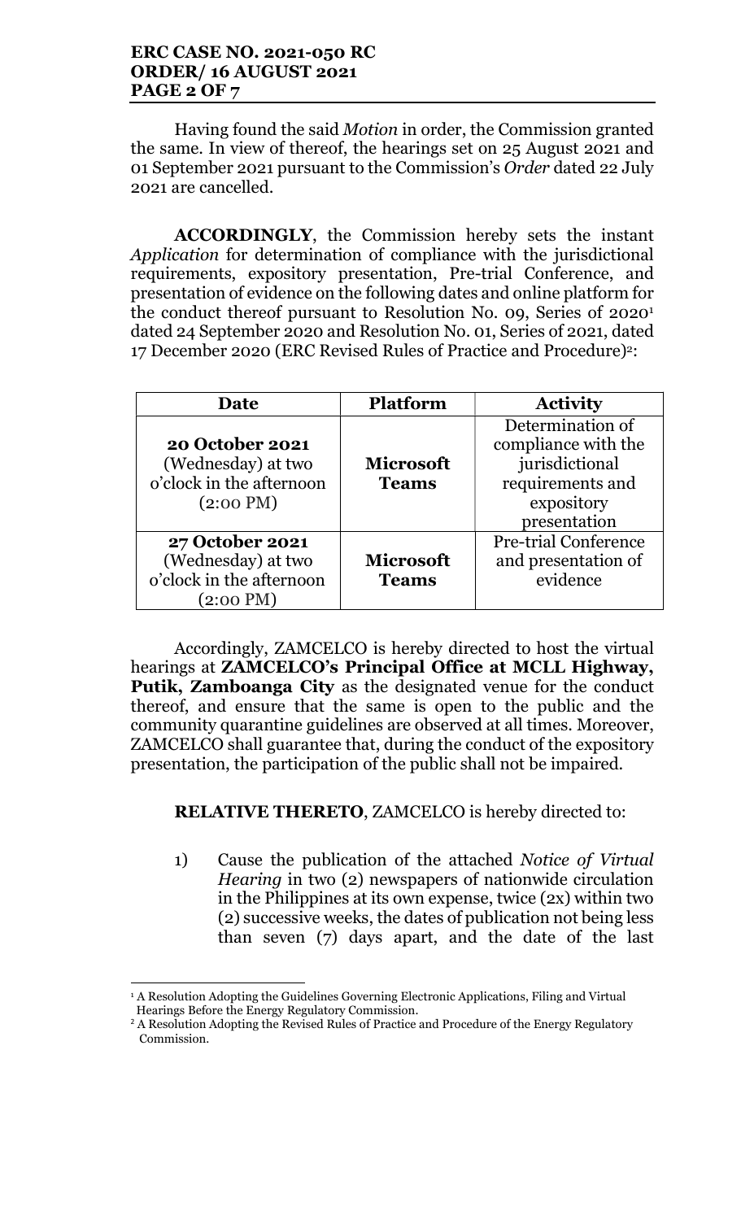Having found the said *Motion* in order, the Commission granted the same. In view of thereof, the hearings set on 25 August 2021 and 01 September 2021 pursuant to the Commission's *Order* dated 22 July 2021 are cancelled.

**ACCORDINGLY**, the Commission hereby sets the instant *Application* for determination of compliance with the jurisdictional requirements, expository presentation, Pre-trial Conference, and presentation of evidence on the following dates and online platform for the conduct thereof pursuant to Resolution No. 09, Series of 2020[1] dated 24 September 2020 and Resolution No. 01, Series of 2021, dated 17 December 2020 (ERC Revised Rules of Practice and Procedure)[2]:

| Date | Platform | Activity |
|---|---|---|
| **20 October 2021** (Wednesday) at two o'clock in the afternoon (2:00 PM) | **Microsoft Teams** | Determination of compliance with the jurisdictional requirements and expository presentation |
| **27 October 2021** (Wednesday) at two o'clock in the afternoon (2:00 PM) | **Microsoft Teams** | Pre-trial Conference and presentation of evidence |

Accordingly, ZAMCELCO is hereby directed to host the virtual hearings at **ZAMCELCO's Principal Office at MCLL Highway, Putik, Zamboanga City** as the designated venue for the conduct thereof, and ensure that the same is open to the public and the community quarantine guidelines are observed at all times. Moreover, ZAMCELCO shall guarantee that, during the conduct of the expository presentation, the participation of the public shall not be impaired.

**RELATIVE THERETO**, ZAMCELCO is hereby directed to:

1) Cause the publication of the attached *Notice of Virtual Hearing* in two (2) newspapers of nationwide circulation in the Philippines at its own expense, twice (2x) within two (2) successive weeks, the dates of publication not being less than seven (7) days apart, and the date of the last

---

[1] A Resolution Adopting the Guidelines Governing Electronic Applications, Filing and Virtual Hearings Before the Energy Regulatory Commission.

[2] A Resolution Adopting the Revised Rules of Practice and Procedure of the Energy Regulatory Commission.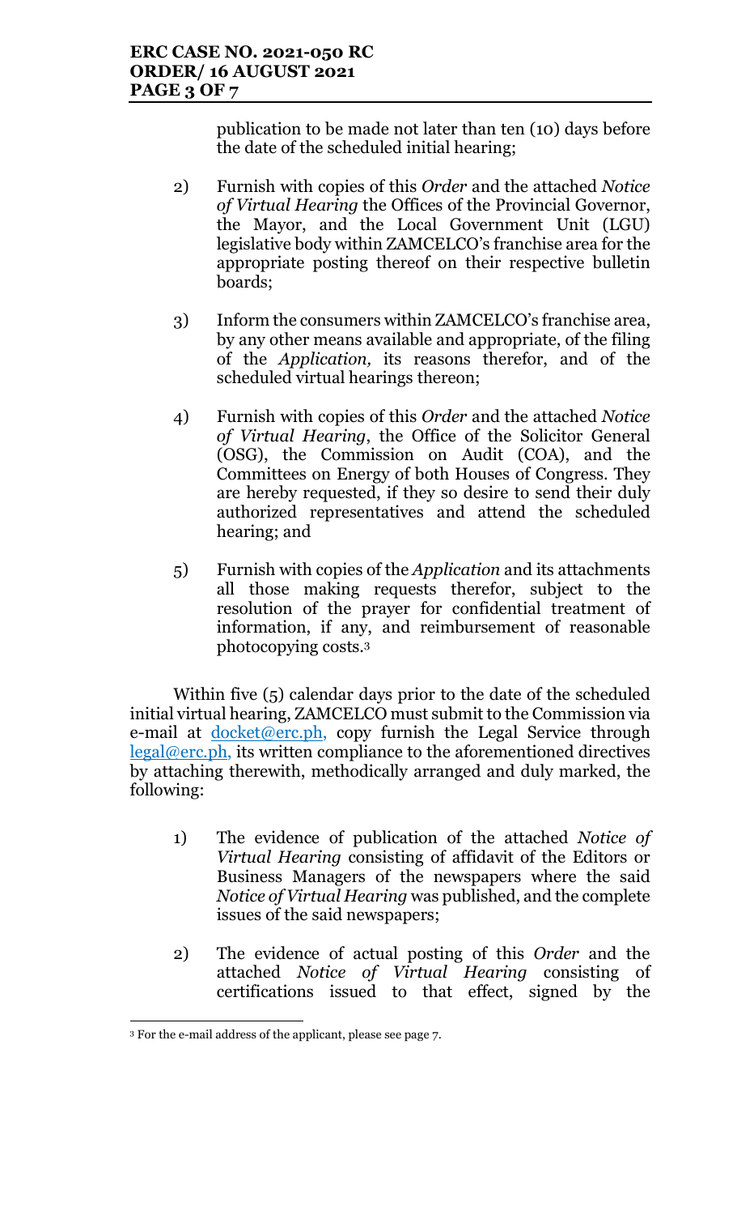publication to be made not later than ten (10) days before the date of the scheduled initial hearing;

2) Furnish with copies of this *Order* and the attached *Notice of Virtual Hearing* the Offices of the Provincial Governor, the Mayor, and the Local Government Unit (LGU) legislative body within ZAMCELCO's franchise area for the appropriate posting thereof on their respective bulletin boards;

3) Inform the consumers within ZAMCELCO's franchise area, by any other means available and appropriate, of the filing of the *Application,* its reasons therefor, and of the scheduled virtual hearings thereon;

4) Furnish with copies of this *Order* and the attached *Notice of Virtual Hearing*, the Office of the Solicitor General (OSG), the Commission on Audit (COA), and the Committees on Energy of both Houses of Congress. They are hereby requested, if they so desire to send their duly authorized representatives and attend the scheduled hearing; and

5) Furnish with copies of the *Application* and its attachments all those making requests therefor, subject to the resolution of the prayer for confidential treatment of information, if any, and reimbursement of reasonable photocopying costs.[3]

Within five (5) calendar days prior to the date of the scheduled initial virtual hearing, ZAMCELCO must submit to the Commission via e-mail at docket@erc.ph, copy furnish the Legal Service through legal@erc.ph, its written compliance to the aforementioned directives by attaching therewith, methodically arranged and duly marked, the following:

1) The evidence of publication of the attached *Notice of Virtual Hearing* consisting of affidavit of the Editors or Business Managers of the newspapers where the said *Notice of Virtual Hearing* was published, and the complete issues of the said newspapers;

2) The evidence of actual posting of this *Order* and the attached *Notice of Virtual Hearing* consisting of certifications issued to that effect, signed by the

[3] For the e-mail address of the applicant, please see page 7.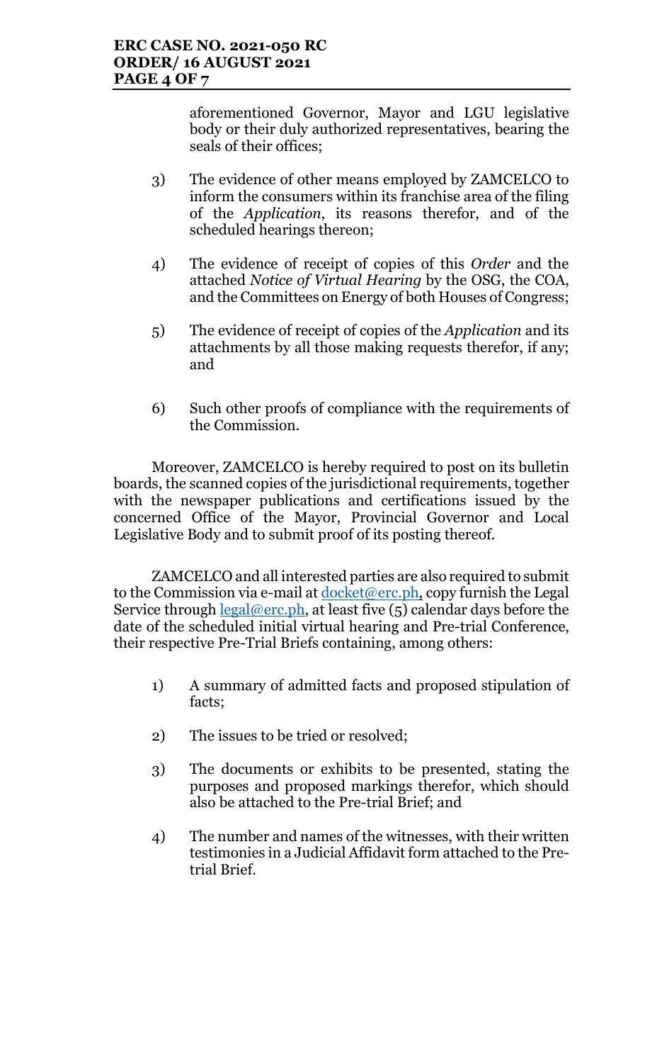aforementioned Governor, Mayor and LGU legislative body or their duly authorized representatives, bearing the seals of their offices;

3) The evidence of other means employed by ZAMCELCO to inform the consumers within its franchise area of the filing of the *Application*, its reasons therefor, and of the scheduled hearings thereon;

4) The evidence of receipt of copies of this *Order* and the attached *Notice of Virtual Hearing* by the OSG, the COA, and the Committees on Energy of both Houses of Congress;

5) The evidence of receipt of copies of the *Application* and its attachments by all those making requests therefor, if any; and

6) Such other proofs of compliance with the requirements of the Commission.

Moreover, ZAMCELCO is hereby required to post on its bulletin boards, the scanned copies of the jurisdictional requirements, together with the newspaper publications and certifications issued by the concerned Office of the Mayor, Provincial Governor and Local Legislative Body and to submit proof of its posting thereof.

ZAMCELCO and all interested parties are also required to submit to the Commission via e-mail at docket@erc.ph, copy furnish the Legal Service through legal@erc.ph, at least five (5) calendar days before the date of the scheduled initial virtual hearing and Pre-trial Conference, their respective Pre-Trial Briefs containing, among others:

1) A summary of admitted facts and proposed stipulation of facts;

2) The issues to be tried or resolved;

3) The documents or exhibits to be presented, stating the purposes and proposed markings therefor, which should also be attached to the Pre-trial Brief; and

4) The number and names of the witnesses, with their written testimonies in a Judicial Affidavit form attached to the Pre-trial Brief.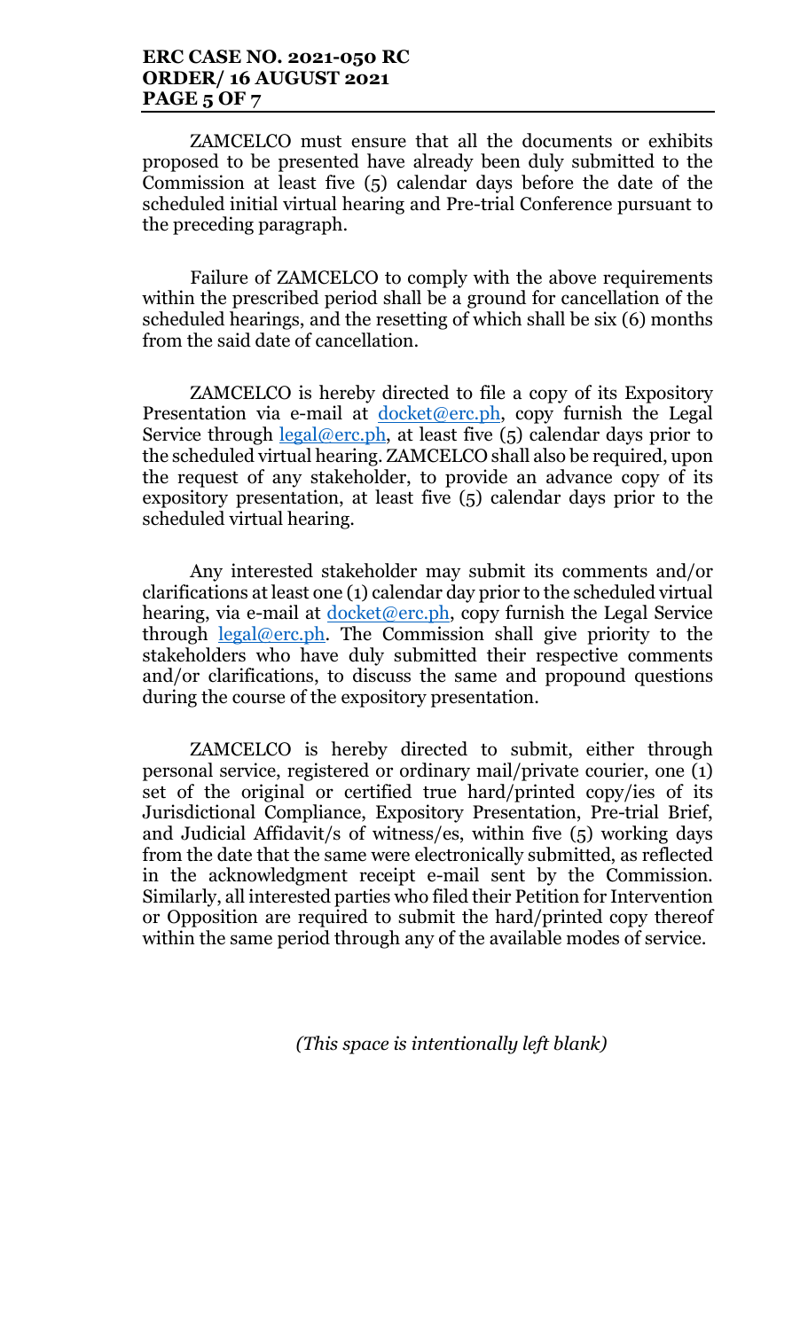ZAMCELCO must ensure that all the documents or exhibits proposed to be presented have already been duly submitted to the Commission at least five (5) calendar days before the date of the scheduled initial virtual hearing and Pre-trial Conference pursuant to the preceding paragraph.

Failure of ZAMCELCO to comply with the above requirements within the prescribed period shall be a ground for cancellation of the scheduled hearings, and the resetting of which shall be six (6) months from the said date of cancellation.

ZAMCELCO is hereby directed to file a copy of its Expository Presentation via e-mail at docket@erc.ph, copy furnish the Legal Service through legal@erc.ph, at least five (5) calendar days prior to the scheduled virtual hearing. ZAMCELCO shall also be required, upon the request of any stakeholder, to provide an advance copy of its expository presentation, at least five (5) calendar days prior to the scheduled virtual hearing.

Any interested stakeholder may submit its comments and/or clarifications at least one (1) calendar day prior to the scheduled virtual hearing, via e-mail at docket@erc.ph, copy furnish the Legal Service through legal@erc.ph. The Commission shall give priority to the stakeholders who have duly submitted their respective comments and/or clarifications, to discuss the same and propound questions during the course of the expository presentation.

ZAMCELCO is hereby directed to submit, either through personal service, registered or ordinary mail/private courier, one (1) set of the original or certified true hard/printed copy/ies of its Jurisdictional Compliance, Expository Presentation, Pre-trial Brief, and Judicial Affidavit/s of witness/es, within five (5) working days from the date that the same were electronically submitted, as reflected in the acknowledgment receipt e-mail sent by the Commission. Similarly, all interested parties who filed their Petition for Intervention or Opposition are required to submit the hard/printed copy thereof within the same period through any of the available modes of service.

*(This space is intentionally left blank)*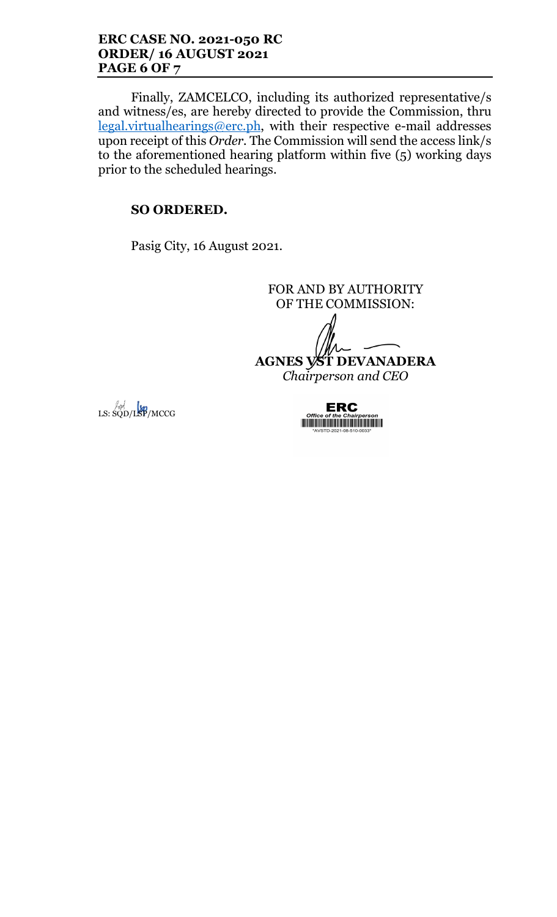Finally, ZAMCELCO, including its authorized representative/s and witness/es, are hereby directed to provide the Commission, thru legal.virtualhearings@erc.ph, with their respective e-mail addresses upon receipt of this *Order*. The Commission will send the access link/s to the aforementioned hearing platform within five (5) working days prior to the scheduled hearings.

**SO ORDERED.**

Pasig City, 16 August 2021.

FOR AND BY AUTHORITY
OF THE COMMISSION:

**AGNES VST DEVANADERA**
*Chairperson and CEO*

LS: SQD/LSP/MCCG

ERC
*Office of the Chairperson*
*AVSTD-2021-08-510-0033*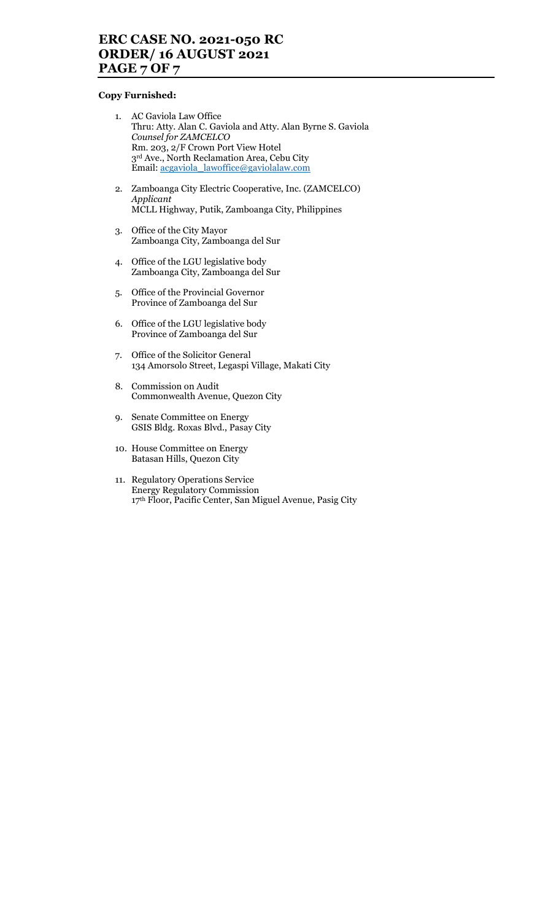**Copy Furnished:**

1. AC Gaviola Law Office
   Thru: Atty. Alan C. Gaviola and Atty. Alan Byrne S. Gaviola
   *Counsel for ZAMCELCO*
   Rm. 203, 2/F Crown Port View Hotel
   3rd Ave., North Reclamation Area, Cebu City
   Email: acgaviola_lawoffice@gaviolalaw.com

2. Zamboanga City Electric Cooperative, Inc. (ZAMCELCO)
   *Applicant*
   MCLL Highway, Putik, Zamboanga City, Philippines

3. Office of the City Mayor
   Zamboanga City, Zamboanga del Sur

4. Office of the LGU legislative body
   Zamboanga City, Zamboanga del Sur

5. Office of the Provincial Governor
   Province of Zamboanga del Sur

6. Office of the LGU legislative body
   Province of Zamboanga del Sur

7. Office of the Solicitor General
   134 Amorsolo Street, Legaspi Village, Makati City

8. Commission on Audit
   Commonwealth Avenue, Quezon City

9. Senate Committee on Energy
   GSIS Bldg. Roxas Blvd., Pasay City

10. House Committee on Energy
    Batasan Hills, Quezon City

11. Regulatory Operations Service
    Energy Regulatory Commission
    17th Floor, Pacific Center, San Miguel Avenue, Pasig City